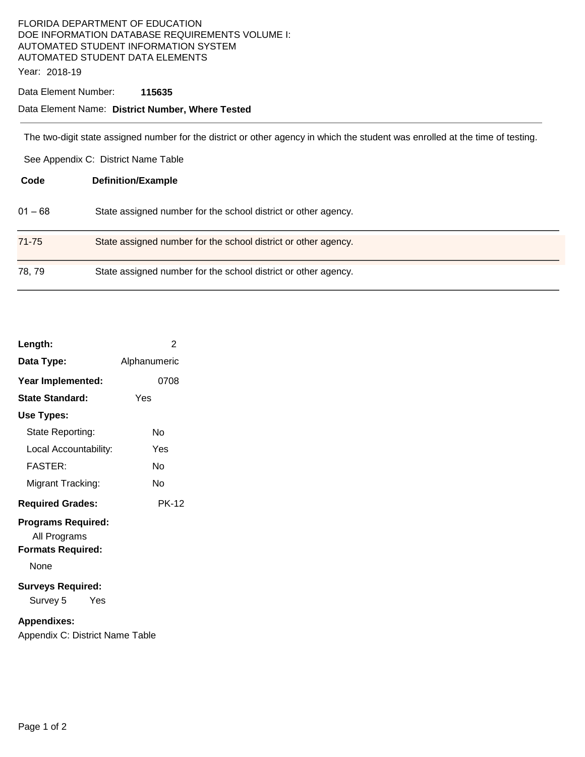FLORIDA DEPARTMENT OF EDUCATION
DOE INFORMATION DATABASE REQUIREMENTS VOLUME I:
AUTOMATED STUDENT INFORMATION SYSTEM
AUTOMATED STUDENT DATA ELEMENTS

Year: 2018-19

Data Element Number: **115635**

Data Element Name: **District Number, Where Tested**

---

The two-digit state assigned number for the district or other agency in which the student was enrolled at the time of testing.

See Appendix C: District Name Table

| Code | Definition/Example |
|---|---|
| 01 – 68 | State assigned number for the school district or other agency. |
| 71-75 | State assigned number for the school district or other agency. |
| 78, 79 | State assigned number for the school district or other agency. |

**Length:** 2

**Data Type:** Alphanumeric

**Year Implemented:** 0708

**State Standard:** Yes

**Use Types:**

- State Reporting: No
- Local Accountability: Yes
- FASTER: No
- Migrant Tracking: No

**Required Grades:** PK-12

**Programs Required:**

All Programs

**Formats Required:**

None

**Surveys Required:**

Survey 5 Yes

**Appendixes:**

Appendix C: District Name Table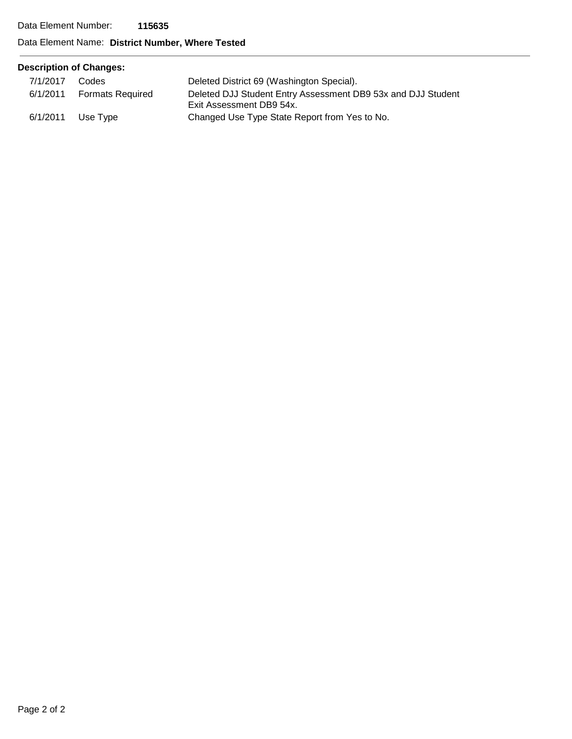Data Element Number: **115635**

Data Element Name: **District Number, Where Tested**

---

**Description of Changes:**

| | | |
|---|---|---|
| 7/1/2017 | Codes | Deleted District 69 (Washington Special). |
| 6/1/2011 | Formats Required | Deleted DJJ Student Entry Assessment DB9 53x and DJJ Student Exit Assessment DB9 54x. |
| 6/1/2011 | Use Type | Changed Use Type State Report from Yes to No. |